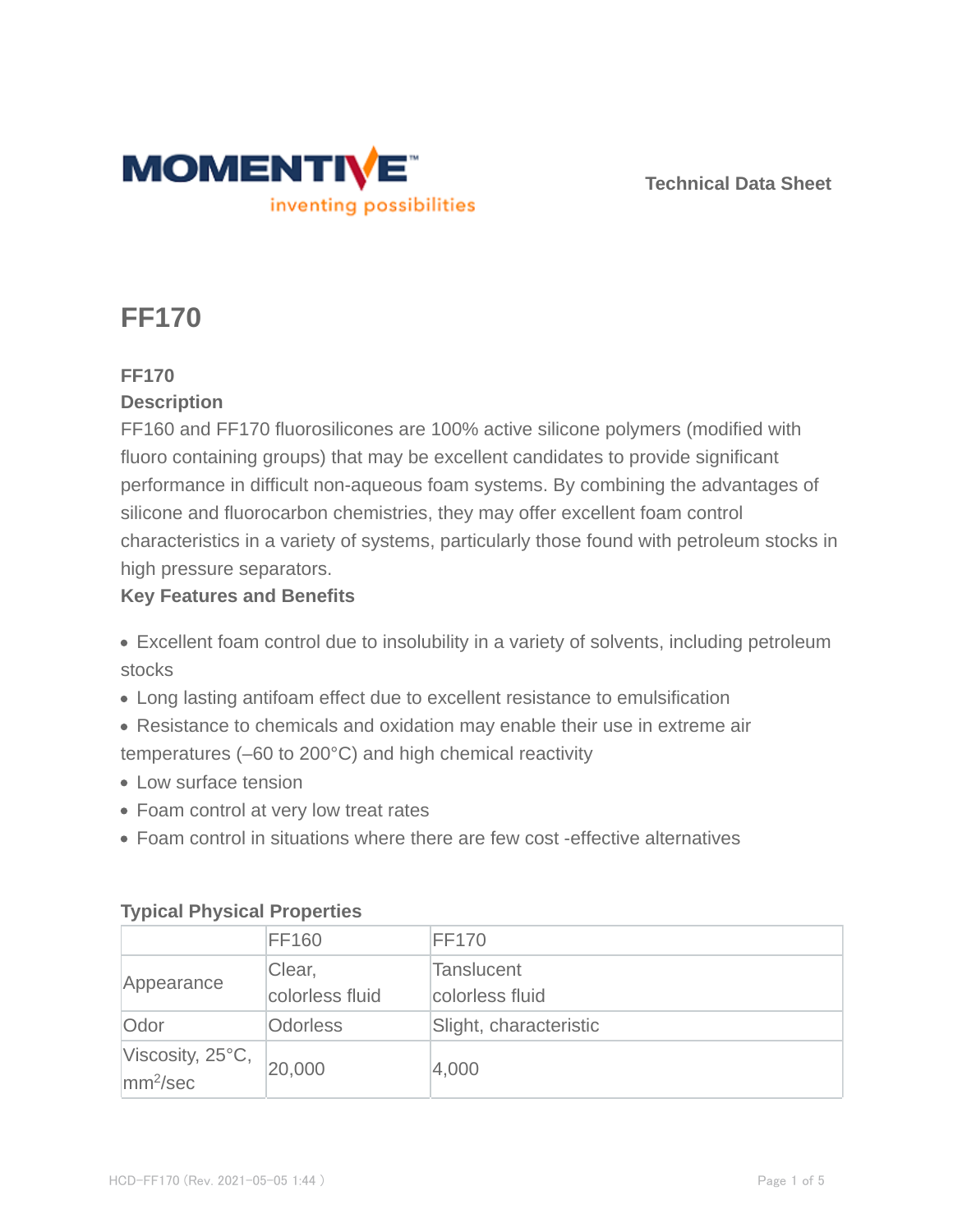Technical Data Sheet

# FF170

**FF170**

**Description**

FF160 and FF170 fluorosilicones are 100% active silicone polymers (modified with fluoro containing groups) that may be excellent candidates to provide significant performance in difficult non-aqueous foam systems. By combining the advantages of silicone and fluorocarbon chemistries, they may offer excellent foam control characteristics in a variety of systems, particularly those found with petroleum stocks in high pressure separators.

**Key Features and Benefits**

- Excellent foam control due to insolubility in a variety of solvents, including petroleum stocks
- Long lasting antifoam effect due to excellent resistance to emulsification
- Resistance to chemicals and oxidation may enable their use in extreme air temperatures (–60 to 200°C) and high chemical reactivity
- Low surface tension
- Foam control at very low treat rates
- Foam control in situations where there are few cost -effective alternatives

**Typical Physical Properties**

| | FF160 | FF170 |
|---|---|---|
| Appearance | Clear, colorless fluid | Tanslucent colorless fluid |
| Odor | Odorless | Slight, characteristic |
| Viscosity, 25°C, $mm^2$/sec | 20,000 | 4,000 |

HCD-FF170 (Rev. 2021-05-05 1:44 )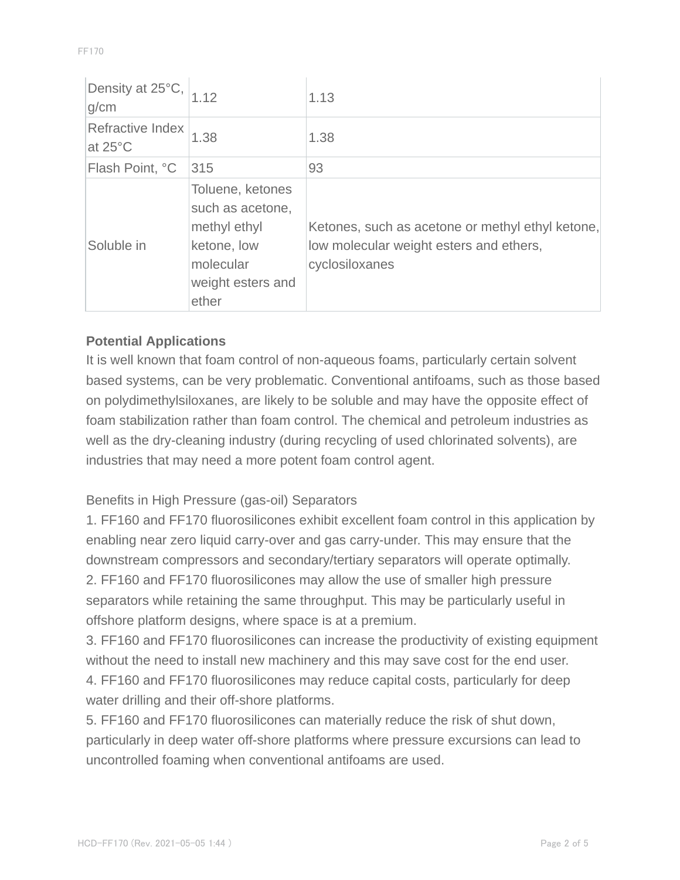| | | |
|---|---|---|
| Density at 25°C, g/cm | 1.12 | 1.13 |
| Refractive Index at 25°C | 1.38 | 1.38 |
| Flash Point, °C | 315 | 93 |
| Soluble in | Toluene, ketones such as acetone, methyl ethyl ketone, low molecular weight esters and ether | Ketones, such as acetone or methyl ethyl ketone, low molecular weight esters and ethers, cyclosiloxanes |

**Potential Applications**

It is well known that foam control of non-aqueous foams, particularly certain solvent based systems, can be very problematic. Conventional antifoams, such as those based on polydimethylsiloxanes, are likely to be soluble and may have the opposite effect of foam stabilization rather than foam control. The chemical and petroleum industries as well as the dry-cleaning industry (during recycling of used chlorinated solvents), are industries that may need a more potent foam control agent.

Benefits in High Pressure (gas-oil) Separators

1. FF160 and FF170 fluorosilicones exhibit excellent foam control in this application by enabling near zero liquid carry-over and gas carry-under. This may ensure that the downstream compressors and secondary/tertiary separators will operate optimally.
2. FF160 and FF170 fluorosilicones may allow the use of smaller high pressure separators while retaining the same throughput. This may be particularly useful in offshore platform designs, where space is at a premium.
3. FF160 and FF170 fluorosilicones can increase the productivity of existing equipment without the need to install new machinery and this may save cost for the end user.
4. FF160 and FF170 fluorosilicones may reduce capital costs, particularly for deep water drilling and their off-shore platforms.
5. FF160 and FF170 fluorosilicones can materially reduce the risk of shut down, particularly in deep water off-shore platforms where pressure excursions can lead to uncontrolled foaming when conventional antifoams are used.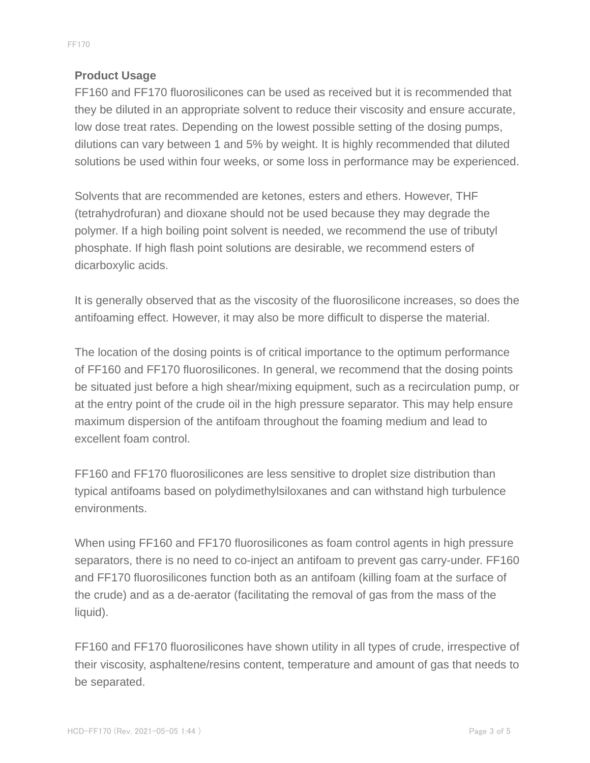## Product Usage

FF160 and FF170 fluorosilicones can be used as received but it is recommended that they be diluted in an appropriate solvent to reduce their viscosity and ensure accurate, low dose treat rates. Depending on the lowest possible setting of the dosing pumps, dilutions can vary between 1 and 5% by weight. It is highly recommended that diluted solutions be used within four weeks, or some loss in performance may be experienced.

Solvents that are recommended are ketones, esters and ethers. However, THF (tetrahydrofuran) and dioxane should not be used because they may degrade the polymer. If a high boiling point solvent is needed, we recommend the use of tributyl phosphate. If high flash point solutions are desirable, we recommend esters of dicarboxylic acids.

It is generally observed that as the viscosity of the fluorosilicone increases, so does the antifoaming effect. However, it may also be more difficult to disperse the material.

The location of the dosing points is of critical importance to the optimum performance of FF160 and FF170 fluorosilicones. In general, we recommend that the dosing points be situated just before a high shear/mixing equipment, such as a recirculation pump, or at the entry point of the crude oil in the high pressure separator. This may help ensure maximum dispersion of the antifoam throughout the foaming medium and lead to excellent foam control.

FF160 and FF170 fluorosilicones are less sensitive to droplet size distribution than typical antifoams based on polydimethylsiloxanes and can withstand high turbulence environments.

When using FF160 and FF170 fluorosilicones as foam control agents in high pressure separators, there is no need to co-inject an antifoam to prevent gas carry-under. FF160 and FF170 fluorosilicones function both as an antifoam (killing foam at the surface of the crude) and as a de-aerator (facilitating the removal of gas from the mass of the liquid).

FF160 and FF170 fluorosilicones have shown utility in all types of crude, irrespective of their viscosity, asphaltene/resins content, temperature and amount of gas that needs to be separated.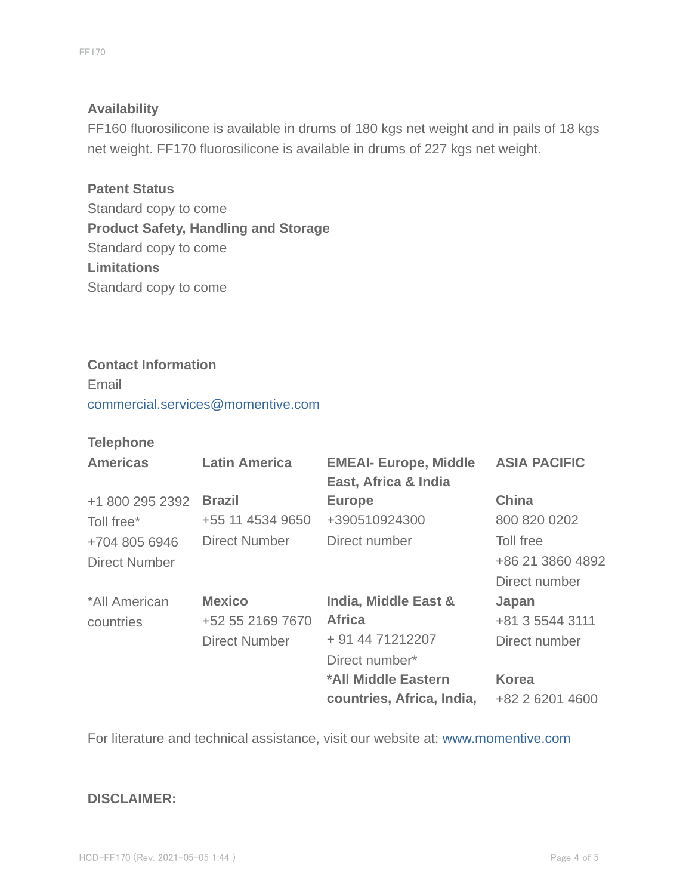**Availability**

FF160 fluorosilicone is available in drums of 180 kgs net weight and in pails of 18 kgs net weight. FF170 fluorosilicone is available in drums of 227 kgs net weight.

**Patent Status**

Standard copy to come

**Product Safety, Handling and Storage**

Standard copy to come

**Limitations**

Standard copy to come

**Contact Information**

Email

commercial.services@momentive.com

**Telephone**

| Americas | Latin America | EMEAI- Europe, Middle East, Africa & India | ASIA PACIFIC |
|---|---|---|---|
| +1 800 295 2392<br>Toll free*<br>+704 805 6946<br>Direct Number | **Brazil**<br>+55 11 4534 9650<br>Direct Number | **Europe**<br>+390510924300<br>Direct number | **China**<br>800 820 0202<br>Toll free<br>+86 21 3860 4892<br>Direct number |
| *All American countries | **Mexico**<br>+52 55 2169 7670<br>Direct Number | **India, Middle East & Africa**<br>+ 91 44 71212207<br>Direct number* | **Japan**<br>+81 3 5544 3111<br>Direct number |
| | | **\*All Middle Eastern countries, Africa, India,** | **Korea**<br>+82 2 6201 4600 |

For literature and technical assistance, visit our website at: www.momentive.com

**DISCLAIMER:**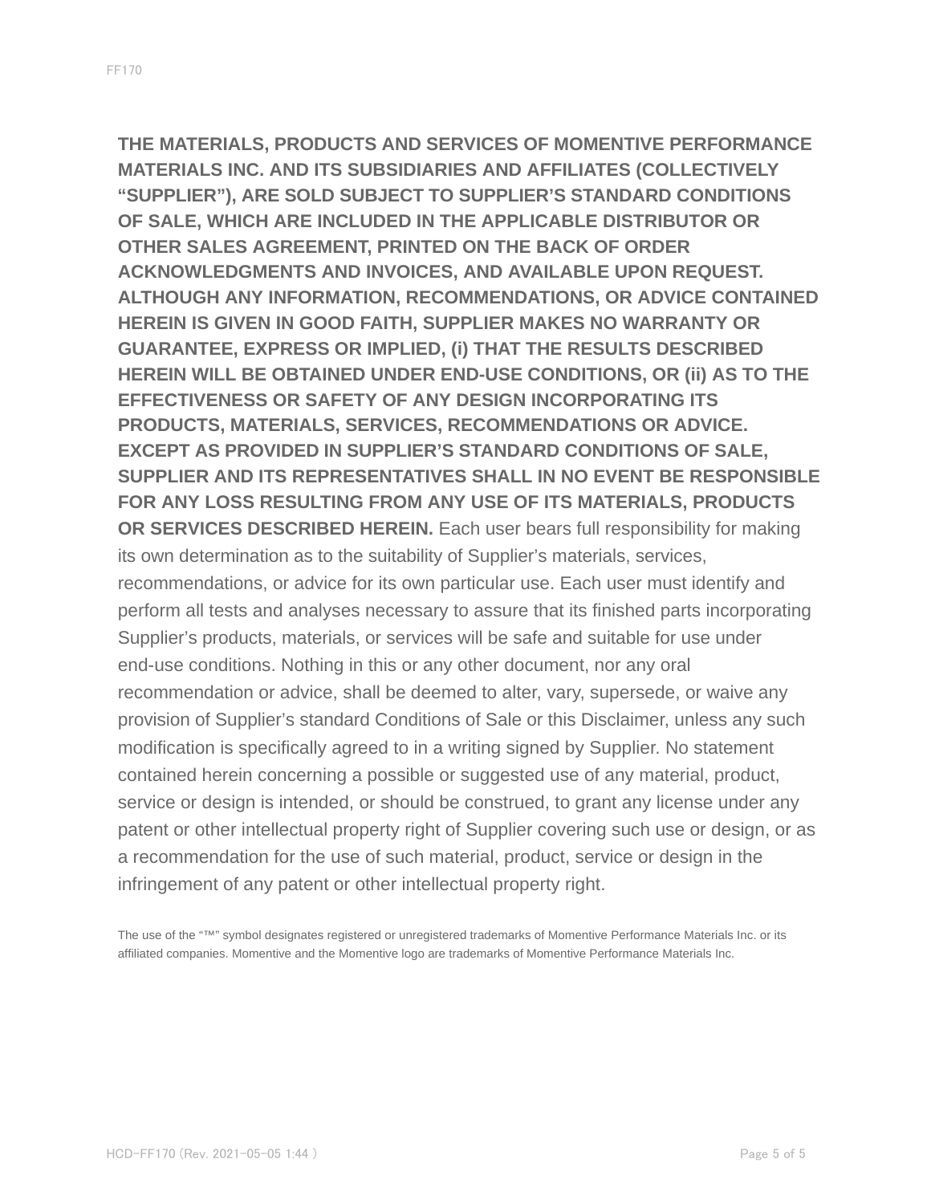**THE MATERIALS, PRODUCTS AND SERVICES OF MOMENTIVE PERFORMANCE MATERIALS INC. AND ITS SUBSIDIARIES AND AFFILIATES (COLLECTIVELY "SUPPLIER"), ARE SOLD SUBJECT TO SUPPLIER'S STANDARD CONDITIONS OF SALE, WHICH ARE INCLUDED IN THE APPLICABLE DISTRIBUTOR OR OTHER SALES AGREEMENT, PRINTED ON THE BACK OF ORDER ACKNOWLEDGMENTS AND INVOICES, AND AVAILABLE UPON REQUEST. ALTHOUGH ANY INFORMATION, RECOMMENDATIONS, OR ADVICE CONTAINED HEREIN IS GIVEN IN GOOD FAITH, SUPPLIER MAKES NO WARRANTY OR GUARANTEE, EXPRESS OR IMPLIED, (i) THAT THE RESULTS DESCRIBED HEREIN WILL BE OBTAINED UNDER END-USE CONDITIONS, OR (ii) AS TO THE EFFECTIVENESS OR SAFETY OF ANY DESIGN INCORPORATING ITS PRODUCTS, MATERIALS, SERVICES, RECOMMENDATIONS OR ADVICE. EXCEPT AS PROVIDED IN SUPPLIER'S STANDARD CONDITIONS OF SALE, SUPPLIER AND ITS REPRESENTATIVES SHALL IN NO EVENT BE RESPONSIBLE FOR ANY LOSS RESULTING FROM ANY USE OF ITS MATERIALS, PRODUCTS OR SERVICES DESCRIBED HEREIN.** Each user bears full responsibility for making its own determination as to the suitability of Supplier's materials, services, recommendations, or advice for its own particular use. Each user must identify and perform all tests and analyses necessary to assure that its finished parts incorporating Supplier's products, materials, or services will be safe and suitable for use under end-use conditions. Nothing in this or any other document, nor any oral recommendation or advice, shall be deemed to alter, vary, supersede, or waive any provision of Supplier's standard Conditions of Sale or this Disclaimer, unless any such modification is specifically agreed to in a writing signed by Supplier. No statement contained herein concerning a possible or suggested use of any material, product, service or design is intended, or should be construed, to grant any license under any patent or other intellectual property right of Supplier covering such use or design, or as a recommendation for the use of such material, product, service or design in the infringement of any patent or other intellectual property right.

The use of the "™" symbol designates registered or unregistered trademarks of Momentive Performance Materials Inc. or its affiliated companies. Momentive and the Momentive logo are trademarks of Momentive Performance Materials Inc.